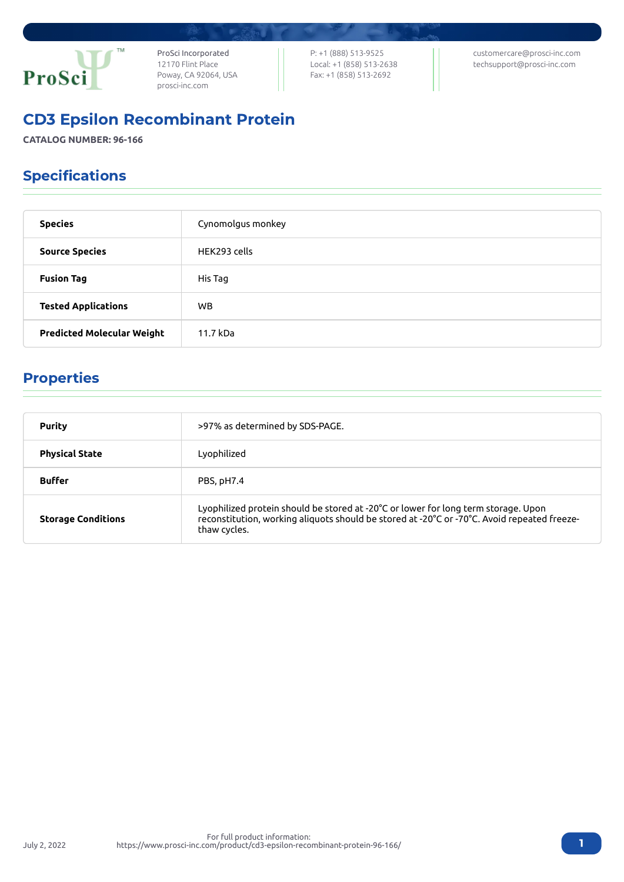ProSci Incorporated
12170 Flint Place
Poway, CA 92064, USA
prosci-inc.com

P: +1 (888) 513-9525
Local: +1 (858) 513-2638
Fax: +1 (858) 513-2692

customercare@prosci-inc.com
techsupport@prosci-inc.com

# CD3 Epsilon Recombinant Protein

**CATALOG NUMBER: 96-166**

## Specifications

| | |
|---|---|
| **Species** | Cynomolgus monkey |
| **Source Species** | HEK293 cells |
| **Fusion Tag** | His Tag |
| **Tested Applications** | WB |
| **Predicted Molecular Weight** | 11.7 kDa |

## Properties

| | |
|---|---|
| **Purity** | >97% as determined by SDS-PAGE. |
| **Physical State** | Lyophilized |
| **Buffer** | PBS, pH7.4 |
| **Storage Conditions** | Lyophilized protein should be stored at -20˚C or lower for long term storage. Upon reconstitution, working aliquots should be stored at -20˚C or -70˚C. Avoid repeated freeze-thaw cycles. |

July 2, 2022

For full product information:
https://www.prosci-inc.com/product/cd3-epsilon-recombinant-protein-96-166/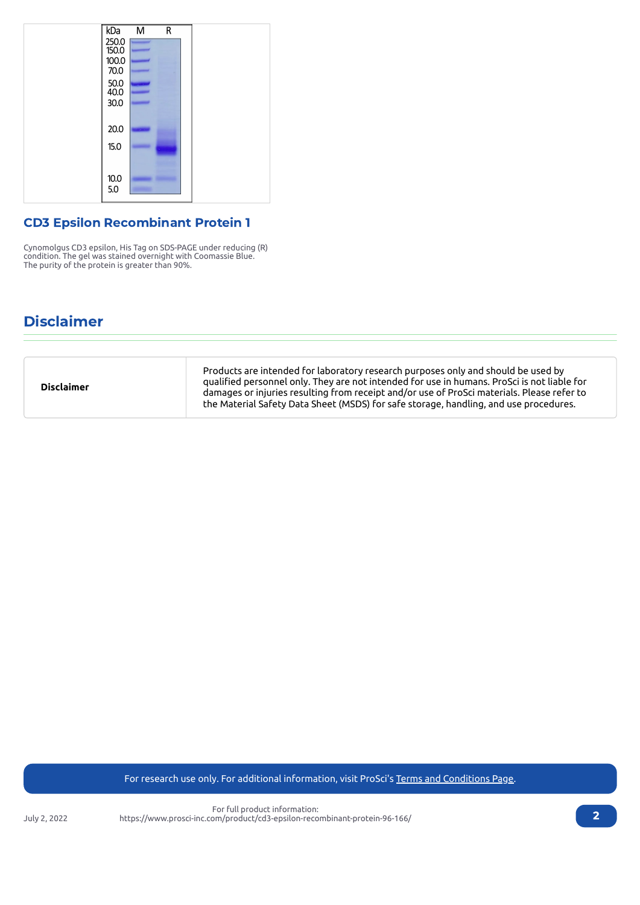kDa M R
250.0
150.0
100.0
70.0
50.0
40.0
30.0
20.0
15.0
10.0
5.0

## CD3 Epsilon Recombinant Protein 1

Cynomolgus CD3 epsilon, His Tag on SDS-PAGE under reducing (R) condition. The gel was stained overnight with Coomassie Blue. The purity of the protein is greater than 90%.

## Disclaimer

| | |
|---|---|
| **Disclaimer** | Products are intended for laboratory research purposes only and should be used by qualified personnel only. They are not intended for use in humans. ProSci is not liable for damages or injuries resulting from receipt and/or use of ProSci materials. Please refer to the Material Safety Data Sheet (MSDS) for safe storage, handling, and use procedures. |

For research use only. For additional information, visit ProSci's Terms and Conditions Page.

July 2, 2022

For full product information:
https://www.prosci-inc.com/product/cd3-epsilon-recombinant-protein-96-166/